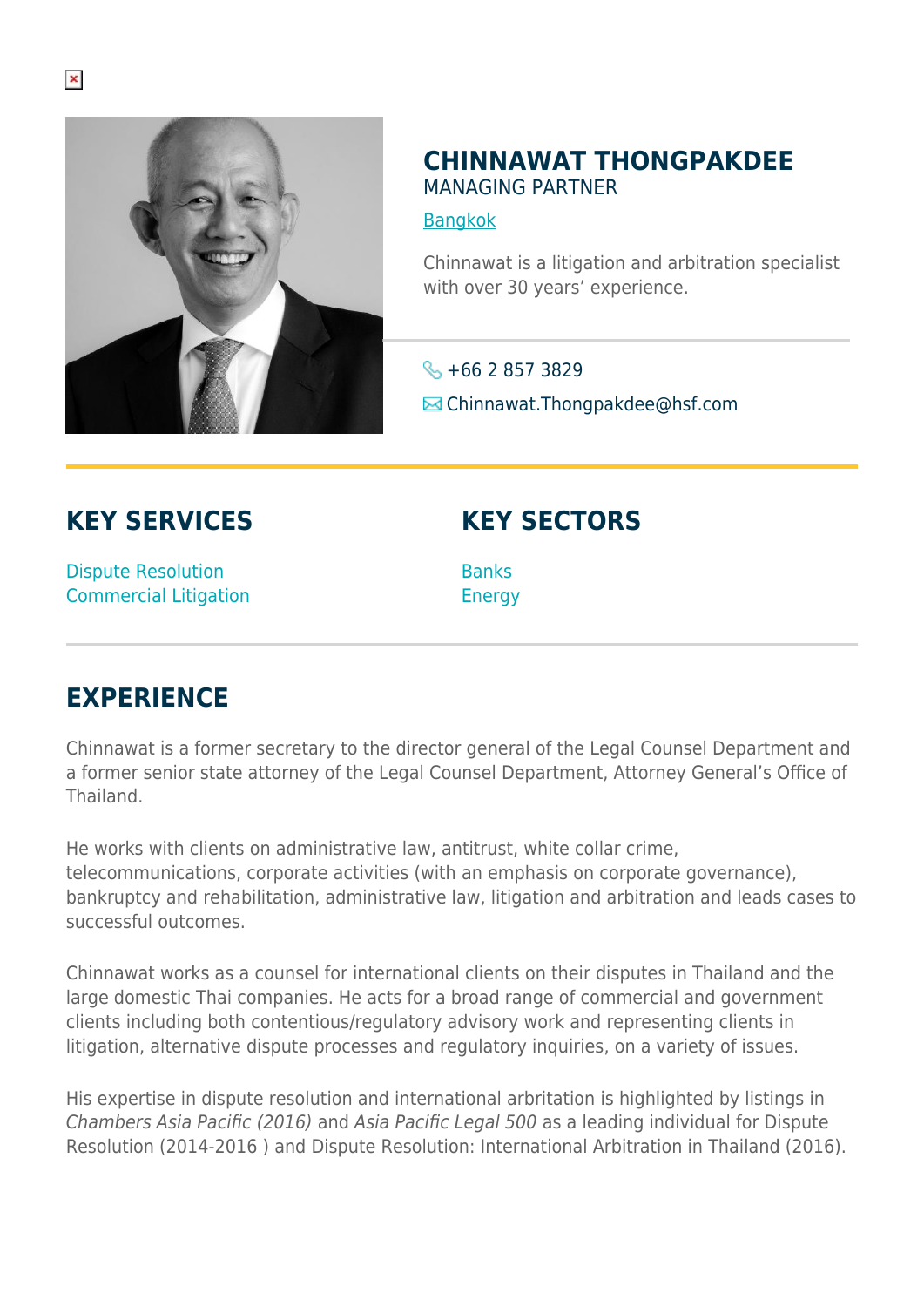# CHINNAWAT THONGPAKDEE

MANAGING PARTNER

[Bangkok]

Chinnawat is a litigation and arbitration specialist with over 30 years' experience.

+66 2 857 3829

Chinnawat.Thongpakdee@hsf.com

## KEY SERVICES

Dispute Resolution
Commercial Litigation

## KEY SECTORS

Banks
Energy

## EXPERIENCE

Chinnawat is a former secretary to the director general of the Legal Counsel Department and a former senior state attorney of the Legal Counsel Department, Attorney General's Office of Thailand.

He works with clients on administrative law, antitrust, white collar crime, telecommunications, corporate activities (with an emphasis on corporate governance), bankruptcy and rehabilitation, administrative law, litigation and arbitration and leads cases to successful outcomes.

Chinnawat works as a counsel for international clients on their disputes in Thailand and the large domestic Thai companies. He acts for a broad range of commercial and government clients including both contentious/regulatory advisory work and representing clients in litigation, alternative dispute processes and regulatory inquiries, on a variety of issues.

His expertise in dispute resolution and international arbitration is highlighted by listings in *Chambers Asia Pacific (2016)* and *Asia Pacific Legal 500* as a leading individual for Dispute Resolution (2014-2016 ) and Dispute Resolution: International Arbitration in Thailand (2016).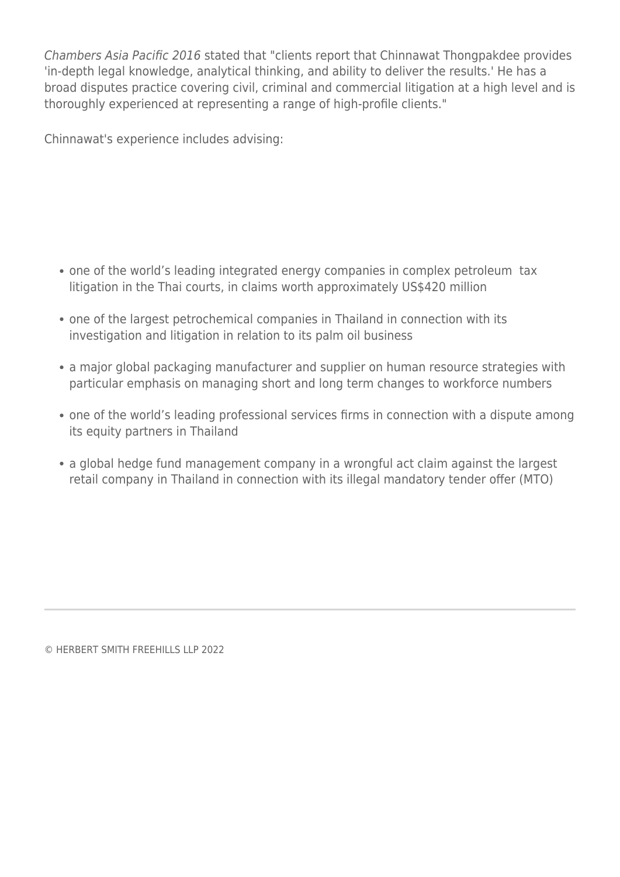*Chambers Asia Pacific 2016* stated that "clients report that Chinnawat Thongpakdee provides 'in-depth legal knowledge, analytical thinking, and ability to deliver the results.' He has a broad disputes practice covering civil, criminal and commercial litigation at a high level and is thoroughly experienced at representing a range of high-profile clients."

Chinnawat's experience includes advising:

- one of the world's leading integrated energy companies in complex petroleum tax litigation in the Thai courts, in claims worth approximately US$420 million
- one of the largest petrochemical companies in Thailand in connection with its investigation and litigation in relation to its palm oil business
- a major global packaging manufacturer and supplier on human resource strategies with particular emphasis on managing short and long term changes to workforce numbers
- one of the world's leading professional services firms in connection with a dispute among its equity partners in Thailand
- a global hedge fund management company in a wrongful act claim against the largest retail company in Thailand in connection with its illegal mandatory tender offer (MTO)

© HERBERT SMITH FREEHILLS LLP 2022